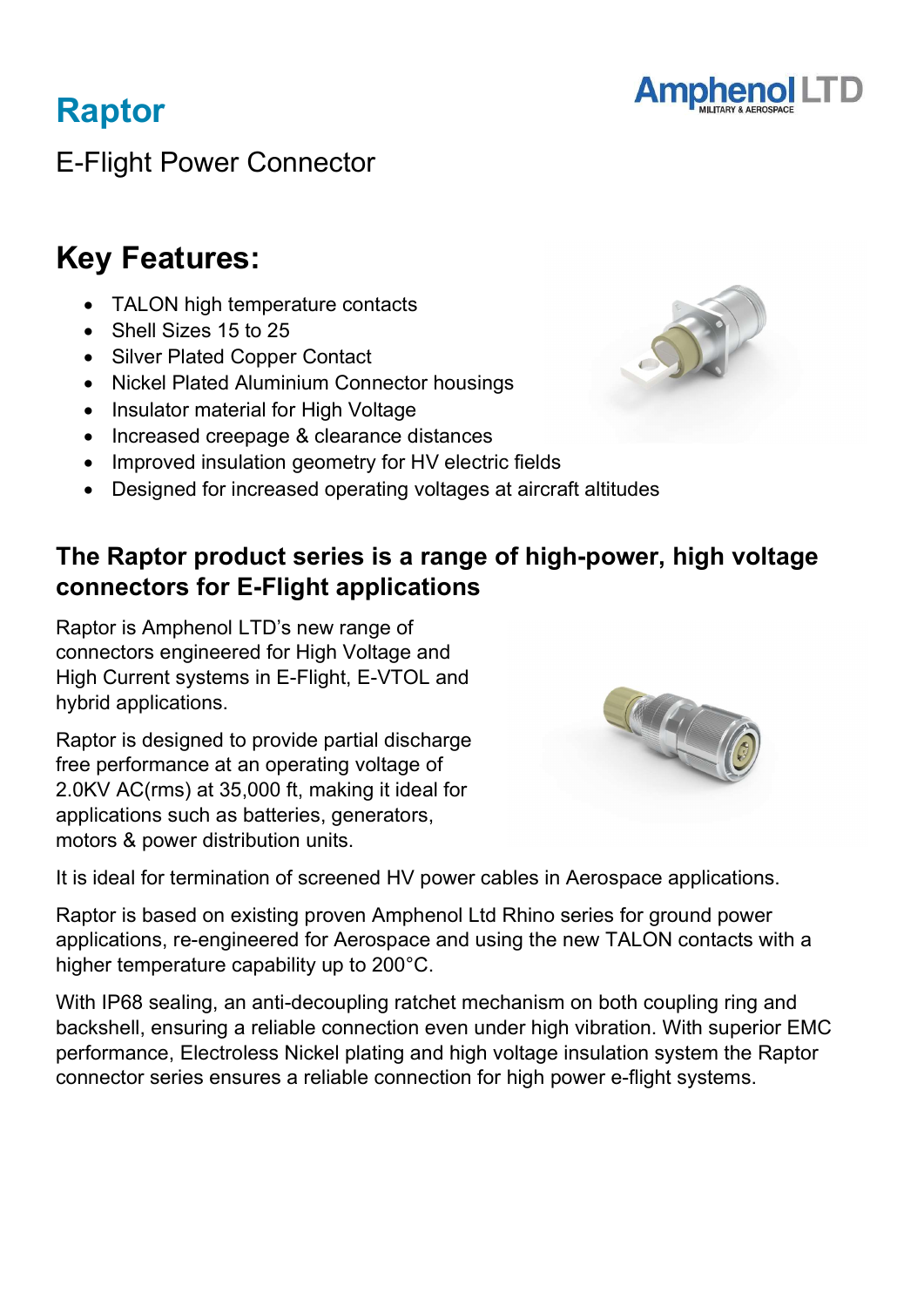# Raptor

E-Flight Power Connector

## Key Features:

- TALON high temperature contacts
- Shell Sizes 15 to 25
- Silver Plated Copper Contact
- Nickel Plated Aluminium Connector housings
- Insulator material for High Voltage
- Increased creepage & clearance distances
- Improved insulation geometry for HV electric fields
- Designed for increased operating voltages at aircraft altitudes

### The Raptor product series is a range of high-power, high voltage connectors for E-Flight applications

Raptor is Amphenol LTD's new range of connectors engineered for High Voltage and High Current systems in E-Flight, E-VTOL and hybrid applications.

Raptor is designed to provide partial discharge free performance at an operating voltage of 2.0KV AC(rms) at 35,000 ft, making it ideal for applications such as batteries, generators, motors & power distribution units.

It is ideal for termination of screened HV power cables in Aerospace applications.

Raptor is based on existing proven Amphenol Ltd Rhino series for ground power applications, re-engineered for Aerospace and using the new TALON contacts with a higher temperature capability up to 200°C.

With IP68 sealing, an anti-decoupling ratchet mechanism on both coupling ring and backshell, ensuring a reliable connection even under high vibration. With superior EMC performance, Electroless Nickel plating and high voltage insulation system the Raptor connector series ensures a reliable connection for high power e-flight systems.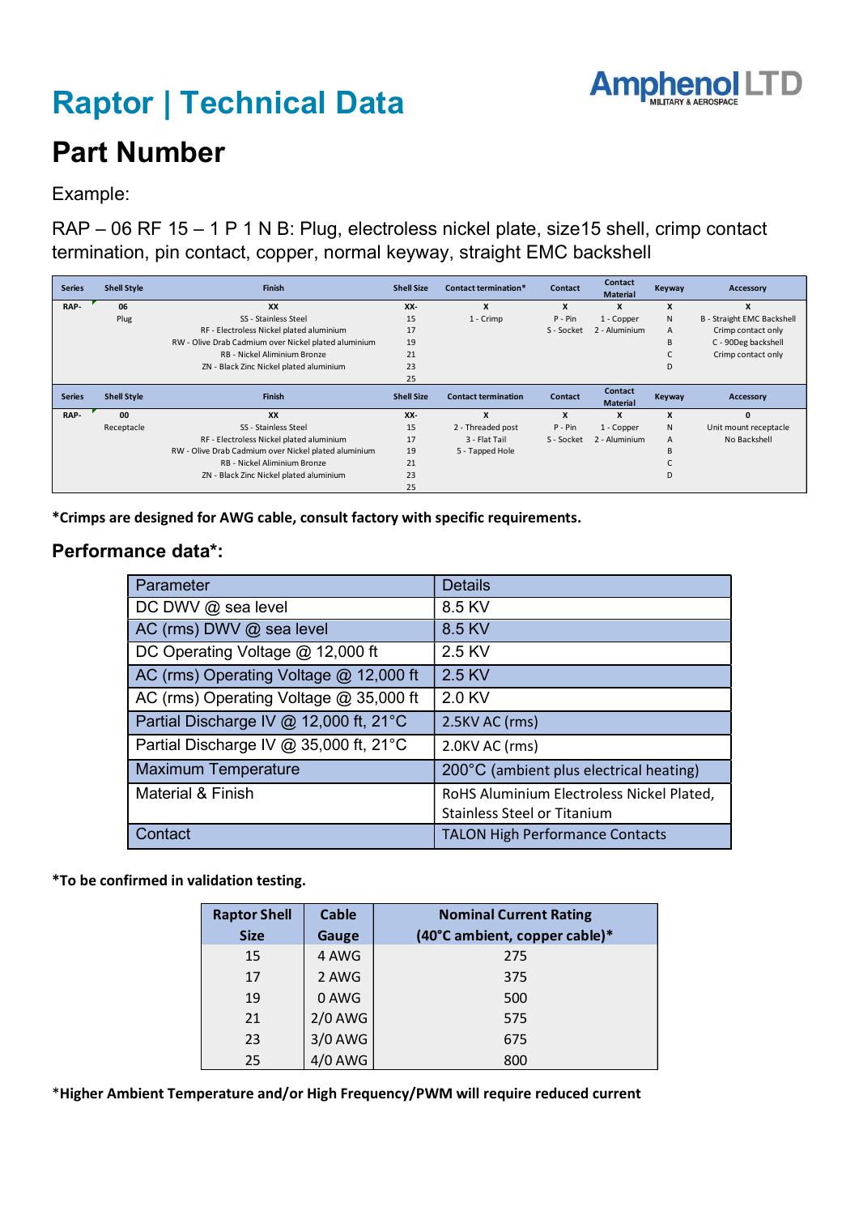# Raptor | Technical Data

## Part Number

Example:

RAP – 06 RF 15 – 1 P 1 N B: Plug, electroless nickel plate, size15 shell, crimp contact termination, pin contact, copper, normal keyway, straight EMC backshell

| Series | Shell Style | Finish | Shell Size | Contact termination* | Contact | Contact Material | Keyway | Accessory |
|---|---|---|---|---|---|---|---|---|
| RAP- | 06 | XX | XX- | X | X | X | X | X |
| | Plug | SS - Stainless Steel | 15 | 1 - Crimp | P - Pin | 1 - Copper | N | B - Straight EMC Backshell |
| | | RF - Electroless Nickel plated aluminium | 17 | | S - Socket | 2 - Aluminium | A | Crimp contact only |
| | | RW - Olive Drab Cadmium over Nickel plated aluminium | 19 | | | | B | C - 90Deg backshell |
| | | RB - Nickel Aliminium Bronze | 21 | | | | C | Crimp contact only |
| | | ZN - Black Zinc Nickel plated aluminium | 23 | | | | D | |
| | | | 25 | | | | | |
| **Series** | **Shell Style** | **Finish** | **Shell Size** | **Contact termination** | **Contact** | **Contact Material** | **Keyway** | **Accessory** |
| RAP- | 00 | XX | XX- | X | X | X | X | 0 |
| | Receptacle | SS - Stainless Steel | 15 | 2 - Threaded post | P - Pin | 1 - Copper | N | Unit mount receptacle |
| | | RF - Electroless Nickel plated aluminium | 17 | 3 - Flat Tail | S - Socket | 2 - Aluminium | A | No Backshell |
| | | RW - Olive Drab Cadmium over Nickel plated aluminium | 19 | 5 - Tapped Hole | | | B | |
| | | RB - Nickel Aliminium Bronze | 21 | | | | C | |
| | | ZN - Black Zinc Nickel plated aluminium | 23 | | | | D | |
| | | | 25 | | | | | |

**\*Crimps are designed for AWG cable, consult factory with specific requirements.**

### Performance data*:

| Parameter | Details |
|---|---|
| DC DWV @ sea level | 8.5 KV |
| AC (rms) DWV @ sea level | 8.5 KV |
| DC Operating Voltage @ 12,000 ft | 2.5 KV |
| AC (rms) Operating Voltage @ 12,000 ft | 2.5 KV |
| AC (rms) Operating Voltage @ 35,000 ft | 2.0 KV |
| Partial Discharge IV @ 12,000 ft, 21°C | 2.5KV AC (rms) |
| Partial Discharge IV @ 35,000 ft, 21°C | 2.0KV AC (rms) |
| Maximum Temperature | 200°C (ambient plus electrical heating) |
| Material & Finish | RoHS Aluminium Electroless Nickel Plated, Stainless Steel or Titanium |
| Contact | TALON High Performance Contacts |

**\*To be confirmed in validation testing.**

| Raptor Shell Size | Cable Gauge | Nominal Current Rating (40°C ambient, copper cable)* |
|---|---|---|
| 15 | 4 AWG | 275 |
| 17 | 2 AWG | 375 |
| 19 | 0 AWG | 500 |
| 21 | 2/0 AWG | 575 |
| 23 | 3/0 AWG | 675 |
| 25 | 4/0 AWG | 800 |

\***Higher Ambient Temperature and/or High Frequency/PWM will require reduced current**